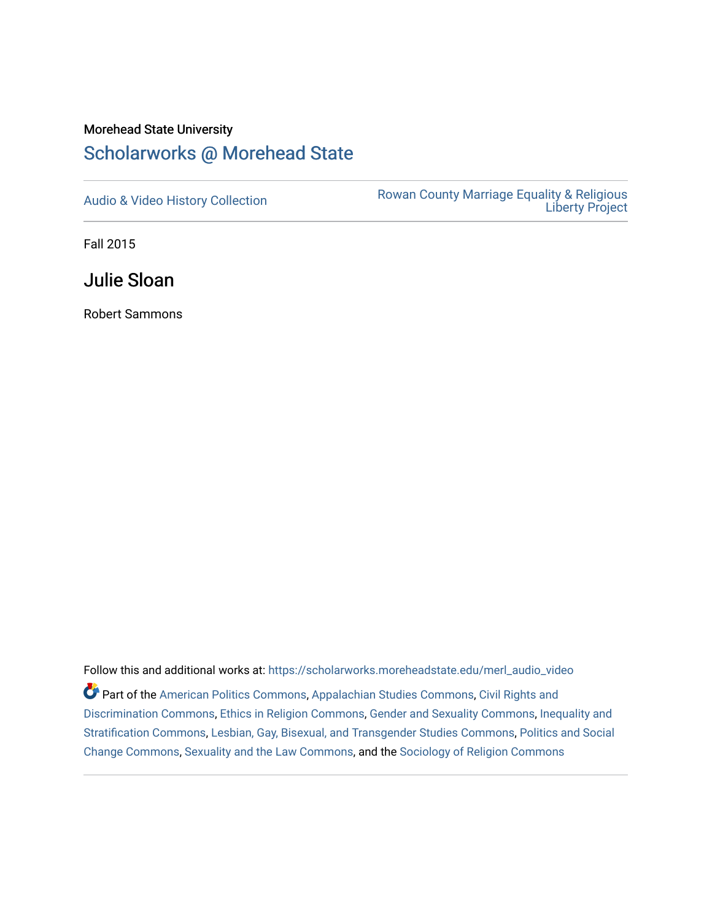Morehead State University

# Scholarworks @ Morehead State

Audio & Video History Collection | Rowan County Marriage Equality & Religious Liberty Project

Fall 2015

## Julie Sloan

Robert Sammons

Follow this and additional works at: https://scholarworks.moreheadstate.edu/merl_audio_video

Part of the American Politics Commons, Appalachian Studies Commons, Civil Rights and Discrimination Commons, Ethics in Religion Commons, Gender and Sexuality Commons, Inequality and Stratification Commons, Lesbian, Gay, Bisexual, and Transgender Studies Commons, Politics and Social Change Commons, Sexuality and the Law Commons, and the Sociology of Religion Commons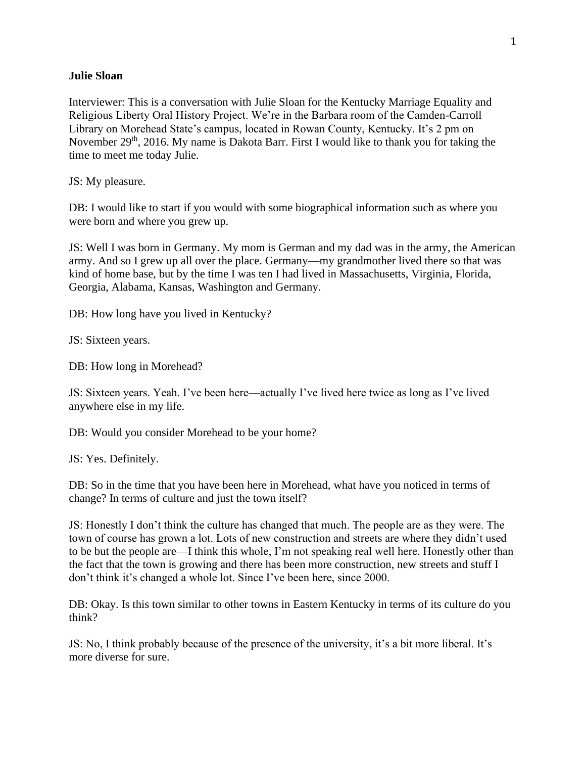**Julie Sloan**

Interviewer: This is a conversation with Julie Sloan for the Kentucky Marriage Equality and Religious Liberty Oral History Project. We're in the Barbara room of the Camden-Carroll Library on Morehead State's campus, located in Rowan County, Kentucky. It's 2 pm on November 29th, 2016. My name is Dakota Barr. First I would like to thank you for taking the time to meet me today Julie.

JS: My pleasure.

DB: I would like to start if you would with some biographical information such as where you were born and where you grew up.

JS: Well I was born in Germany. My mom is German and my dad was in the army, the American army. And so I grew up all over the place. Germany—my grandmother lived there so that was kind of home base, but by the time I was ten I had lived in Massachusetts, Virginia, Florida, Georgia, Alabama, Kansas, Washington and Germany.

DB: How long have you lived in Kentucky?

JS: Sixteen years.

DB: How long in Morehead?

JS: Sixteen years. Yeah. I've been here—actually I've lived here twice as long as I've lived anywhere else in my life.

DB: Would you consider Morehead to be your home?

JS: Yes. Definitely.

DB: So in the time that you have been here in Morehead, what have you noticed in terms of change? In terms of culture and just the town itself?

JS: Honestly I don't think the culture has changed that much. The people are as they were. The town of course has grown a lot. Lots of new construction and streets are where they didn't used to be but the people are—I think this whole, I'm not speaking real well here. Honestly other than the fact that the town is growing and there has been more construction, new streets and stuff I don't think it's changed a whole lot. Since I've been here, since 2000.

DB: Okay. Is this town similar to other towns in Eastern Kentucky in terms of its culture do you think?

JS: No, I think probably because of the presence of the university, it's a bit more liberal. It's more diverse for sure.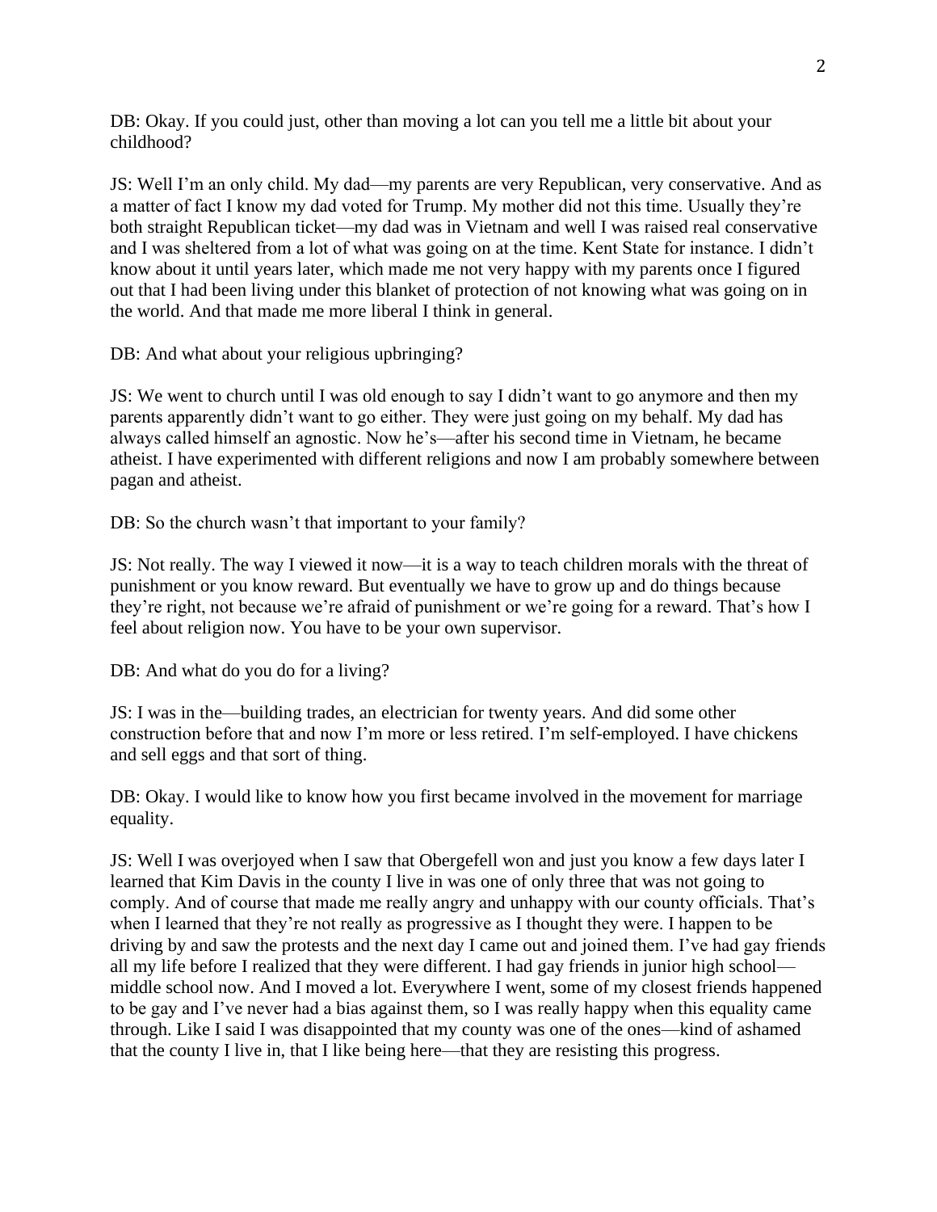DB: Okay. If you could just, other than moving a lot can you tell me a little bit about your childhood?

JS: Well I'm an only child. My dad—my parents are very Republican, very conservative. And as a matter of fact I know my dad voted for Trump. My mother did not this time. Usually they're both straight Republican ticket—my dad was in Vietnam and well I was raised real conservative and I was sheltered from a lot of what was going on at the time. Kent State for instance. I didn't know about it until years later, which made me not very happy with my parents once I figured out that I had been living under this blanket of protection of not knowing what was going on in the world. And that made me more liberal I think in general.

DB: And what about your religious upbringing?

JS: We went to church until I was old enough to say I didn't want to go anymore and then my parents apparently didn't want to go either. They were just going on my behalf. My dad has always called himself an agnostic. Now he's—after his second time in Vietnam, he became atheist. I have experimented with different religions and now I am probably somewhere between pagan and atheist.

DB: So the church wasn't that important to your family?

JS: Not really. The way I viewed it now—it is a way to teach children morals with the threat of punishment or you know reward. But eventually we have to grow up and do things because they're right, not because we're afraid of punishment or we're going for a reward. That's how I feel about religion now. You have to be your own supervisor.

DB: And what do you do for a living?

JS: I was in the—building trades, an electrician for twenty years. And did some other construction before that and now I'm more or less retired. I'm self-employed. I have chickens and sell eggs and that sort of thing.

DB: Okay. I would like to know how you first became involved in the movement for marriage equality.

JS: Well I was overjoyed when I saw that Obergefell won and just you know a few days later I learned that Kim Davis in the county I live in was one of only three that was not going to comply. And of course that made me really angry and unhappy with our county officials. That's when I learned that they're not really as progressive as I thought they were. I happen to be driving by and saw the protests and the next day I came out and joined them. I've had gay friends all my life before I realized that they were different. I had gay friends in junior high school—middle school now. And I moved a lot. Everywhere I went, some of my closest friends happened to be gay and I've never had a bias against them, so I was really happy when this equality came through. Like I said I was disappointed that my county was one of the ones—kind of ashamed that the county I live in, that I like being here—that they are resisting this progress.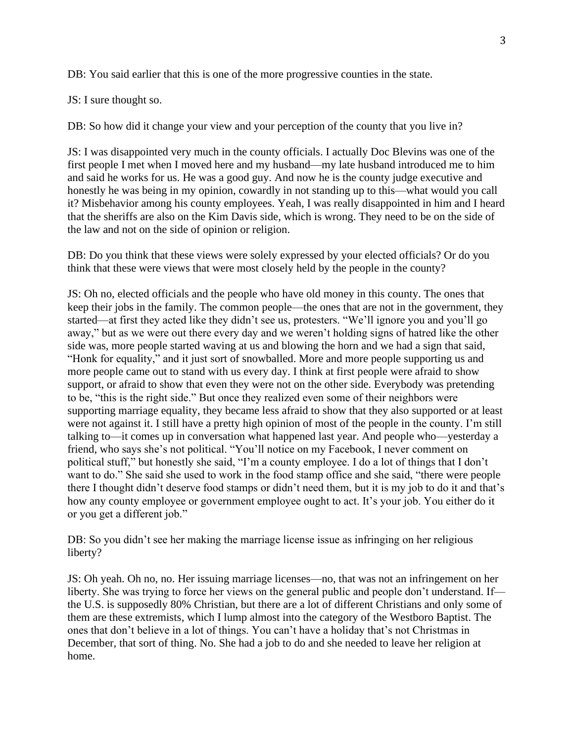DB: You said earlier that this is one of the more progressive counties in the state.

JS: I sure thought so.

DB: So how did it change your view and your perception of the county that you live in?

JS: I was disappointed very much in the county officials. I actually Doc Blevins was one of the first people I met when I moved here and my husband—my late husband introduced me to him and said he works for us. He was a good guy. And now he is the county judge executive and honestly he was being in my opinion, cowardly in not standing up to this—what would you call it? Misbehavior among his county employees. Yeah, I was really disappointed in him and I heard that the sheriffs are also on the Kim Davis side, which is wrong. They need to be on the side of the law and not on the side of opinion or religion.

DB: Do you think that these views were solely expressed by your elected officials? Or do you think that these were views that were most closely held by the people in the county?

JS: Oh no, elected officials and the people who have old money in this county. The ones that keep their jobs in the family. The common people—the ones that are not in the government, they started—at first they acted like they didn't see us, protesters. "We'll ignore you and you'll go away," but as we were out there every day and we weren't holding signs of hatred like the other side was, more people started waving at us and blowing the horn and we had a sign that said, "Honk for equality," and it just sort of snowballed. More and more people supporting us and more people came out to stand with us every day. I think at first people were afraid to show support, or afraid to show that even they were not on the other side. Everybody was pretending to be, "this is the right side." But once they realized even some of their neighbors were supporting marriage equality, they became less afraid to show that they also supported or at least were not against it. I still have a pretty high opinion of most of the people in the county. I'm still talking to—it comes up in conversation what happened last year. And people who—yesterday a friend, who says she's not political. "You'll notice on my Facebook, I never comment on political stuff," but honestly she said, "I'm a county employee. I do a lot of things that I don't want to do." She said she used to work in the food stamp office and she said, "there were people there I thought didn't deserve food stamps or didn't need them, but it is my job to do it and that's how any county employee or government employee ought to act. It's your job. You either do it or you get a different job."

DB: So you didn't see her making the marriage license issue as infringing on her religious liberty?

JS: Oh yeah. Oh no, no. Her issuing marriage licenses—no, that was not an infringement on her liberty. She was trying to force her views on the general public and people don't understand. If—the U.S. is supposedly 80% Christian, but there are a lot of different Christians and only some of them are these extremists, which I lump almost into the category of the Westboro Baptist. The ones that don't believe in a lot of things. You can't have a holiday that's not Christmas in December, that sort of thing. No. She had a job to do and she needed to leave her religion at home.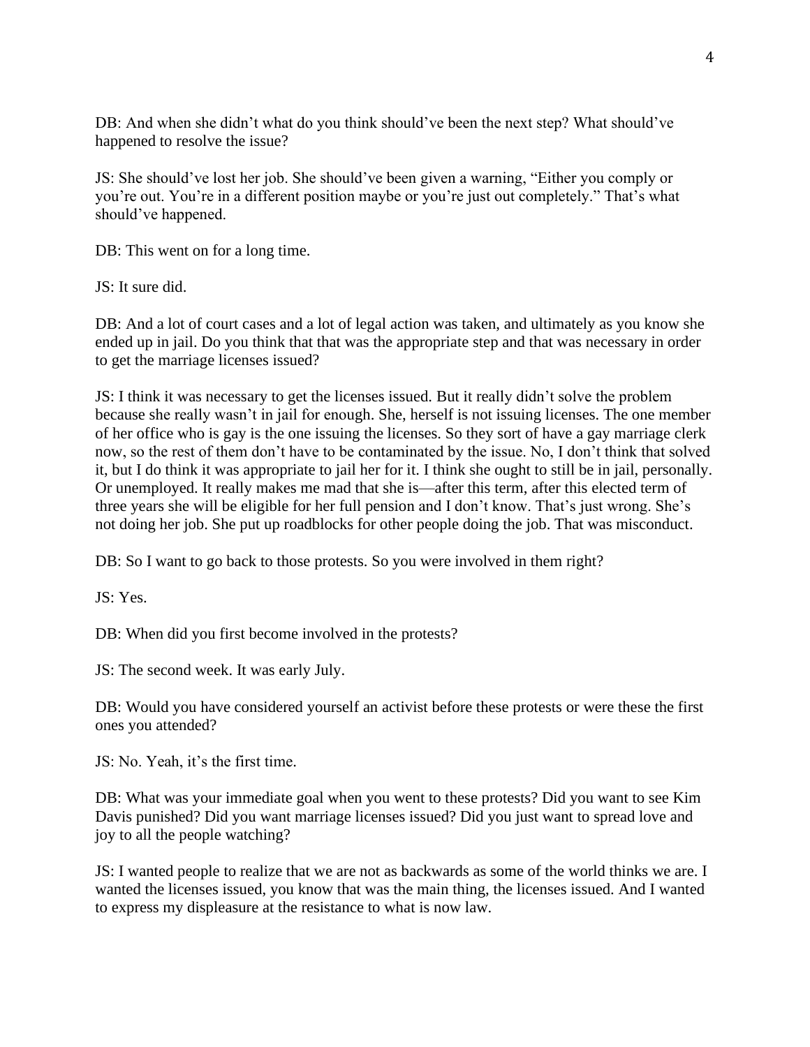DB: And when she didn't what do you think should've been the next step? What should've happened to resolve the issue?

JS: She should've lost her job. She should've been given a warning, "Either you comply or you're out. You're in a different position maybe or you're just out completely." That's what should've happened.

DB: This went on for a long time.

JS: It sure did.

DB: And a lot of court cases and a lot of legal action was taken, and ultimately as you know she ended up in jail. Do you think that that was the appropriate step and that was necessary in order to get the marriage licenses issued?

JS: I think it was necessary to get the licenses issued. But it really didn't solve the problem because she really wasn't in jail for enough. She, herself is not issuing licenses. The one member of her office who is gay is the one issuing the licenses. So they sort of have a gay marriage clerk now, so the rest of them don't have to be contaminated by the issue. No, I don't think that solved it, but I do think it was appropriate to jail her for it. I think she ought to still be in jail, personally. Or unemployed. It really makes me mad that she is—after this term, after this elected term of three years she will be eligible for her full pension and I don't know. That's just wrong. She's not doing her job. She put up roadblocks for other people doing the job. That was misconduct.

DB: So I want to go back to those protests. So you were involved in them right?

JS: Yes.

DB: When did you first become involved in the protests?

JS: The second week. It was early July.

DB: Would you have considered yourself an activist before these protests or were these the first ones you attended?

JS: No. Yeah, it's the first time.

DB: What was your immediate goal when you went to these protests? Did you want to see Kim Davis punished? Did you want marriage licenses issued? Did you just want to spread love and joy to all the people watching?

JS: I wanted people to realize that we are not as backwards as some of the world thinks we are. I wanted the licenses issued, you know that was the main thing, the licenses issued. And I wanted to express my displeasure at the resistance to what is now law.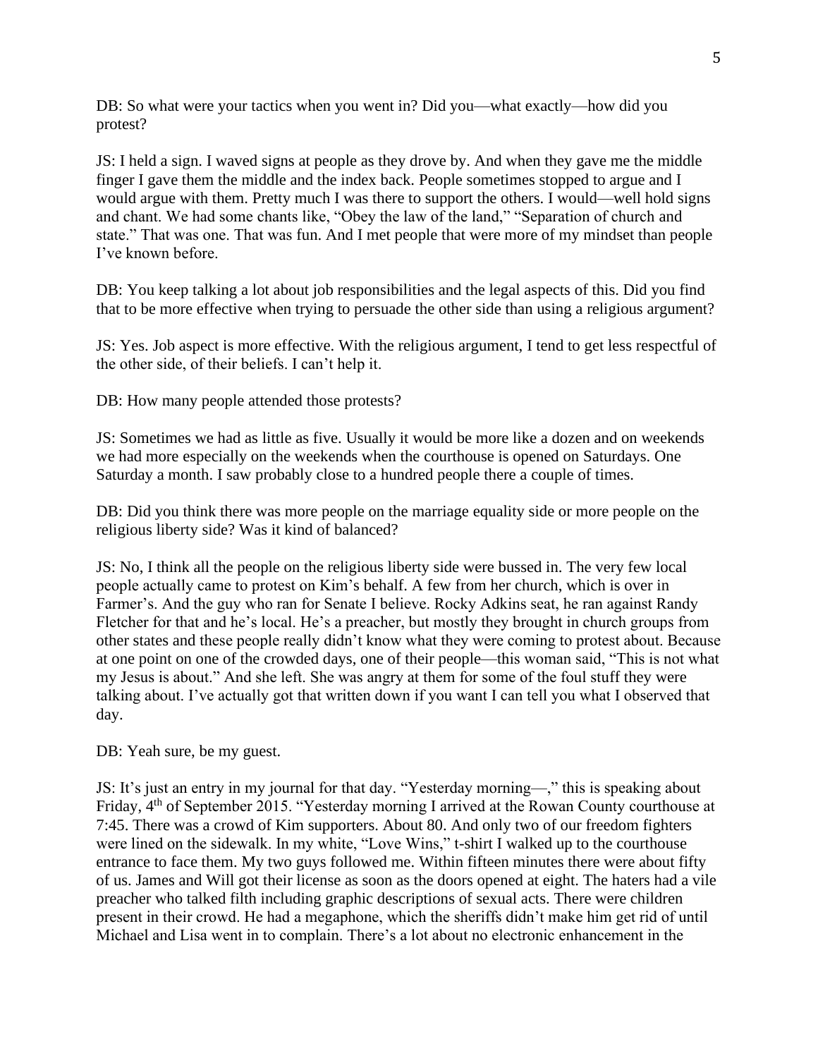DB: So what were your tactics when you went in? Did you—what exactly—how did you protest?

JS: I held a sign. I waved signs at people as they drove by. And when they gave me the middle finger I gave them the middle and the index back. People sometimes stopped to argue and I would argue with them. Pretty much I was there to support the others. I would—well hold signs and chant. We had some chants like, "Obey the law of the land," "Separation of church and state." That was one. That was fun. And I met people that were more of my mindset than people I've known before.

DB: You keep talking a lot about job responsibilities and the legal aspects of this. Did you find that to be more effective when trying to persuade the other side than using a religious argument?

JS: Yes. Job aspect is more effective. With the religious argument, I tend to get less respectful of the other side, of their beliefs. I can't help it.

DB: How many people attended those protests?

JS: Sometimes we had as little as five. Usually it would be more like a dozen and on weekends we had more especially on the weekends when the courthouse is opened on Saturdays. One Saturday a month. I saw probably close to a hundred people there a couple of times.

DB: Did you think there was more people on the marriage equality side or more people on the religious liberty side? Was it kind of balanced?

JS: No, I think all the people on the religious liberty side were bussed in. The very few local people actually came to protest on Kim's behalf. A few from her church, which is over in Farmer's. And the guy who ran for Senate I believe. Rocky Adkins seat, he ran against Randy Fletcher for that and he's local. He's a preacher, but mostly they brought in church groups from other states and these people really didn't know what they were coming to protest about. Because at one point on one of the crowded days, one of their people—this woman said, "This is not what my Jesus is about." And she left. She was angry at them for some of the foul stuff they were talking about. I've actually got that written down if you want I can tell you what I observed that day.

DB: Yeah sure, be my guest.

JS: It's just an entry in my journal for that day. "Yesterday morning—," this is speaking about Friday, 4th of September 2015. "Yesterday morning I arrived at the Rowan County courthouse at 7:45. There was a crowd of Kim supporters. About 80. And only two of our freedom fighters were lined on the sidewalk. In my white, "Love Wins," t-shirt I walked up to the courthouse entrance to face them. My two guys followed me. Within fifteen minutes there were about fifty of us. James and Will got their license as soon as the doors opened at eight. The haters had a vile preacher who talked filth including graphic descriptions of sexual acts. There were children present in their crowd. He had a megaphone, which the sheriffs didn't make him get rid of until Michael and Lisa went in to complain. There's a lot about no electronic enhancement in the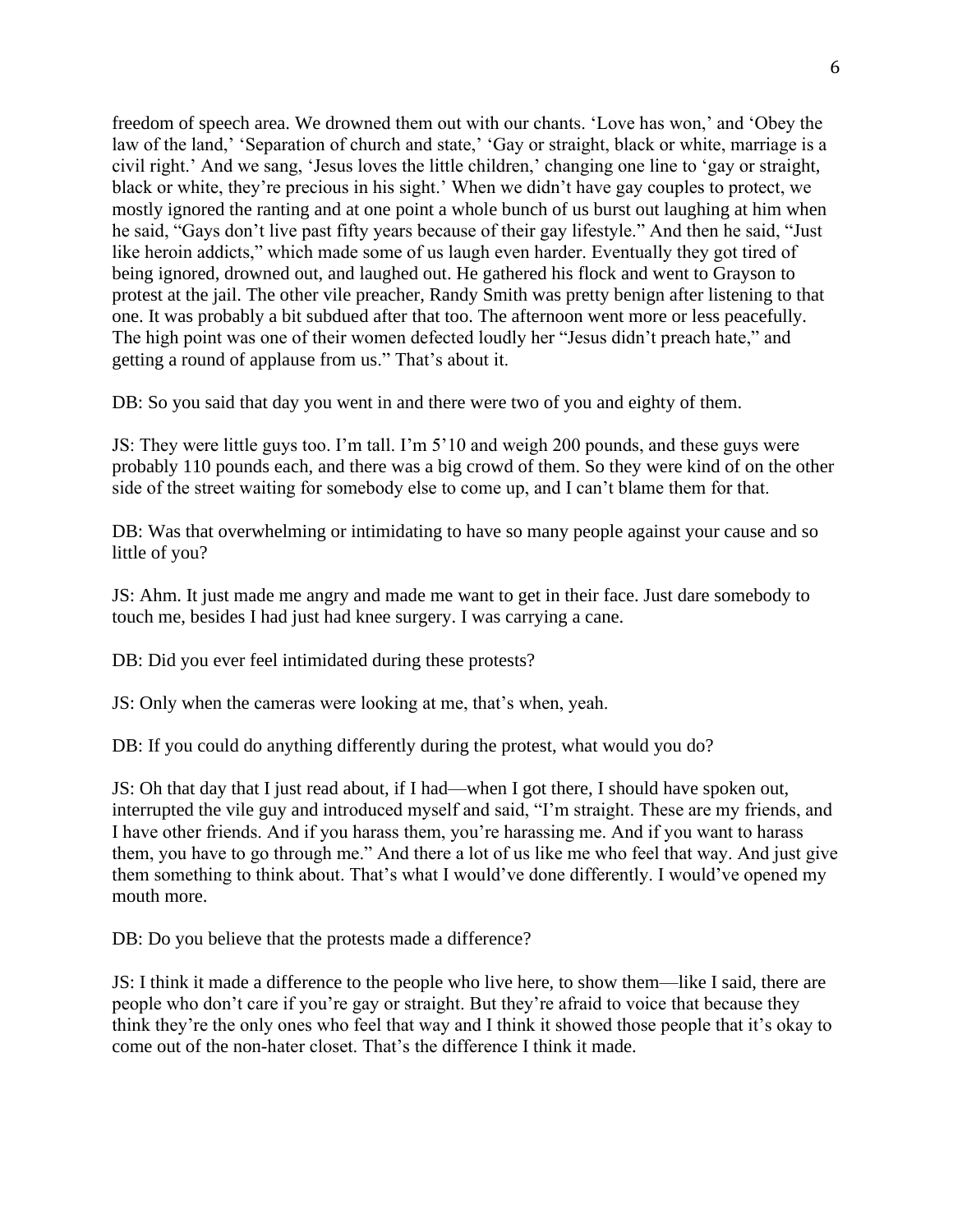freedom of speech area. We drowned them out with our chants. 'Love has won,' and 'Obey the law of the land,' 'Separation of church and state,' 'Gay or straight, black or white, marriage is a civil right.' And we sang, 'Jesus loves the little children,' changing one line to 'gay or straight, black or white, they're precious in his sight.' When we didn't have gay couples to protect, we mostly ignored the ranting and at one point a whole bunch of us burst out laughing at him when he said, "Gays don't live past fifty years because of their gay lifestyle." And then he said, "Just like heroin addicts," which made some of us laugh even harder. Eventually they got tired of being ignored, drowned out, and laughed out. He gathered his flock and went to Grayson to protest at the jail. The other vile preacher, Randy Smith was pretty benign after listening to that one. It was probably a bit subdued after that too. The afternoon went more or less peacefully. The high point was one of their women defected loudly her "Jesus didn't preach hate," and getting a round of applause from us." That's about it.

DB: So you said that day you went in and there were two of you and eighty of them.

JS: They were little guys too. I'm tall. I'm 5'10 and weigh 200 pounds, and these guys were probably 110 pounds each, and there was a big crowd of them. So they were kind of on the other side of the street waiting for somebody else to come up, and I can't blame them for that.

DB: Was that overwhelming or intimidating to have so many people against your cause and so little of you?

JS: Ahm. It just made me angry and made me want to get in their face. Just dare somebody to touch me, besides I had just had knee surgery. I was carrying a cane.

DB: Did you ever feel intimidated during these protests?

JS: Only when the cameras were looking at me, that's when, yeah.

DB: If you could do anything differently during the protest, what would you do?

JS: Oh that day that I just read about, if I had—when I got there, I should have spoken out, interrupted the vile guy and introduced myself and said, "I'm straight. These are my friends, and I have other friends. And if you harass them, you're harassing me. And if you want to harass them, you have to go through me." And there a lot of us like me who feel that way. And just give them something to think about. That's what I would've done differently. I would've opened my mouth more.

DB: Do you believe that the protests made a difference?

JS: I think it made a difference to the people who live here, to show them—like I said, there are people who don't care if you're gay or straight. But they're afraid to voice that because they think they're the only ones who feel that way and I think it showed those people that it's okay to come out of the non-hater closet. That's the difference I think it made.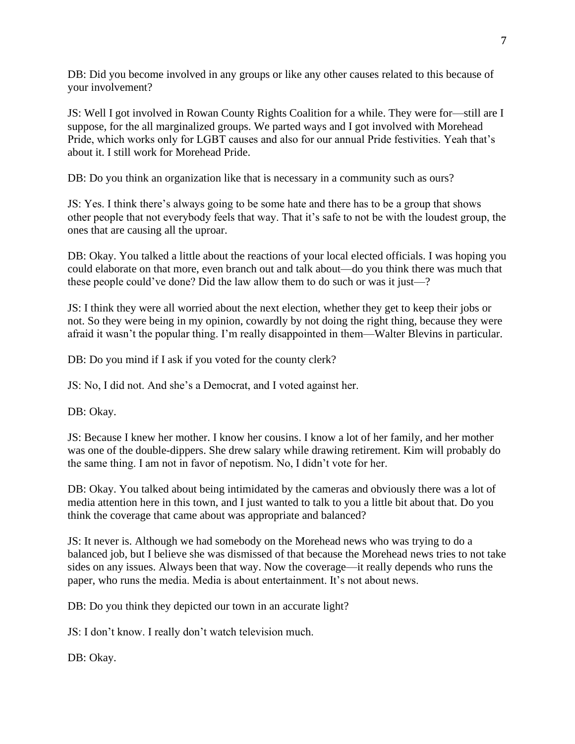DB: Did you become involved in any groups or like any other causes related to this because of your involvement?

JS: Well I got involved in Rowan County Rights Coalition for a while. They were for—still are I suppose, for the all marginalized groups. We parted ways and I got involved with Morehead Pride, which works only for LGBT causes and also for our annual Pride festivities. Yeah that's about it. I still work for Morehead Pride.

DB: Do you think an organization like that is necessary in a community such as ours?

JS: Yes. I think there's always going to be some hate and there has to be a group that shows other people that not everybody feels that way. That it's safe to not be with the loudest group, the ones that are causing all the uproar.

DB: Okay. You talked a little about the reactions of your local elected officials. I was hoping you could elaborate on that more, even branch out and talk about—do you think there was much that these people could've done? Did the law allow them to do such or was it just—?

JS: I think they were all worried about the next election, whether they get to keep their jobs or not. So they were being in my opinion, cowardly by not doing the right thing, because they were afraid it wasn't the popular thing. I'm really disappointed in them—Walter Blevins in particular.

DB: Do you mind if I ask if you voted for the county clerk?

JS: No, I did not. And she's a Democrat, and I voted against her.

DB: Okay.

JS: Because I knew her mother. I know her cousins. I know a lot of her family, and her mother was one of the double-dippers. She drew salary while drawing retirement. Kim will probably do the same thing. I am not in favor of nepotism. No, I didn't vote for her.

DB: Okay. You talked about being intimidated by the cameras and obviously there was a lot of media attention here in this town, and I just wanted to talk to you a little bit about that. Do you think the coverage that came about was appropriate and balanced?

JS: It never is. Although we had somebody on the Morehead news who was trying to do a balanced job, but I believe she was dismissed of that because the Morehead news tries to not take sides on any issues. Always been that way. Now the coverage—it really depends who runs the paper, who runs the media. Media is about entertainment. It's not about news.

DB: Do you think they depicted our town in an accurate light?

JS: I don't know. I really don't watch television much.

DB: Okay.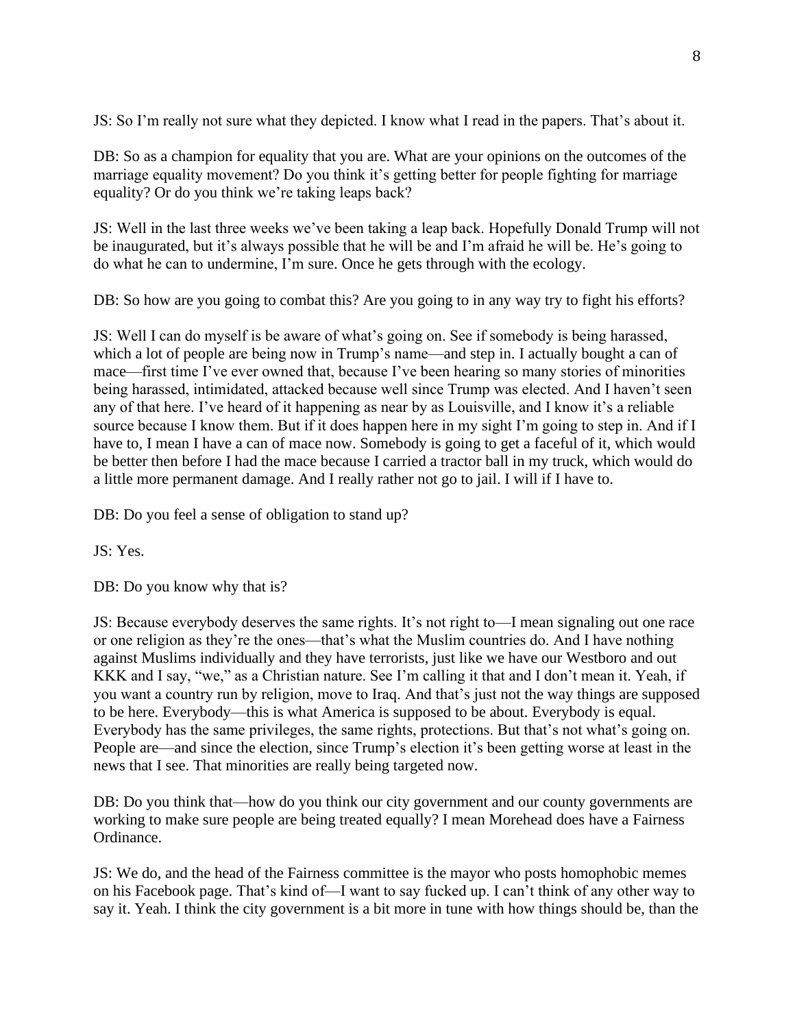JS: So I'm really not sure what they depicted. I know what I read in the papers. That's about it.

DB: So as a champion for equality that you are. What are your opinions on the outcomes of the marriage equality movement? Do you think it's getting better for people fighting for marriage equality? Or do you think we're taking leaps back?

JS: Well in the last three weeks we've been taking a leap back. Hopefully Donald Trump will not be inaugurated, but it's always possible that he will be and I'm afraid he will be. He's going to do what he can to undermine, I'm sure. Once he gets through with the ecology.

DB: So how are you going to combat this? Are you going to in any way try to fight his efforts?

JS: Well I can do myself is be aware of what's going on. See if somebody is being harassed, which a lot of people are being now in Trump's name—and step in. I actually bought a can of mace—first time I've ever owned that, because I've been hearing so many stories of minorities being harassed, intimidated, attacked because well since Trump was elected. And I haven't seen any of that here. I've heard of it happening as near by as Louisville, and I know it's a reliable source because I know them. But if it does happen here in my sight I'm going to step in. And if I have to, I mean I have a can of mace now. Somebody is going to get a faceful of it, which would be better then before I had the mace because I carried a tractor ball in my truck, which would do a little more permanent damage. And I really rather not go to jail. I will if I have to.

DB: Do you feel a sense of obligation to stand up?

JS: Yes.

DB: Do you know why that is?

JS: Because everybody deserves the same rights. It's not right to—I mean signaling out one race or one religion as they're the ones—that's what the Muslim countries do. And I have nothing against Muslims individually and they have terrorists, just like we have our Westboro and out KKK and I say, "we," as a Christian nature. See I'm calling it that and I don't mean it. Yeah, if you want a country run by religion, move to Iraq. And that's just not the way things are supposed to be here. Everybody—this is what America is supposed to be about. Everybody is equal. Everybody has the same privileges, the same rights, protections. But that's not what's going on. People are—and since the election, since Trump's election it's been getting worse at least in the news that I see. That minorities are really being targeted now.

DB: Do you think that—how do you think our city government and our county governments are working to make sure people are being treated equally? I mean Morehead does have a Fairness Ordinance.

JS: We do, and the head of the Fairness committee is the mayor who posts homophobic memes on his Facebook page. That's kind of—I want to say fucked up. I can't think of any other way to say it. Yeah. I think the city government is a bit more in tune with how things should be, than the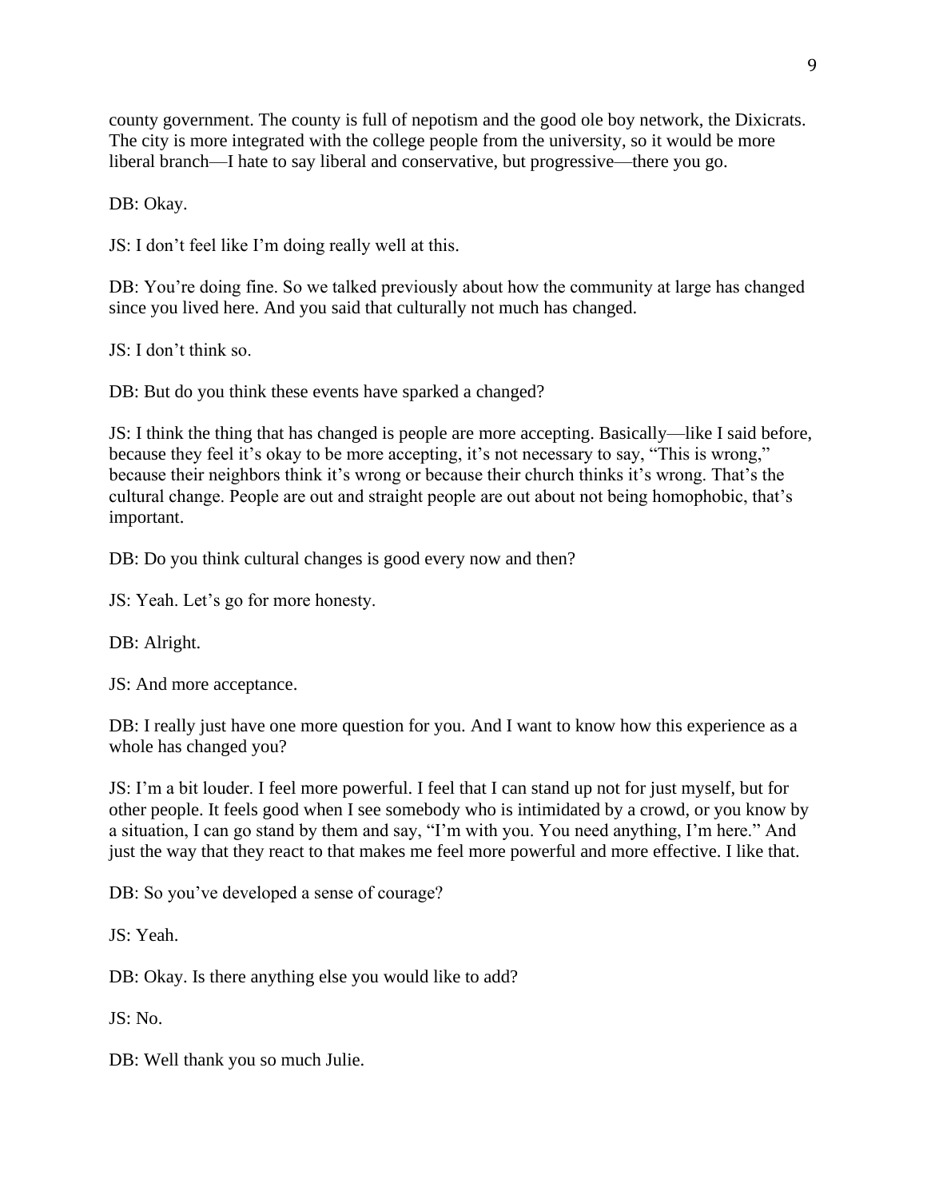county government. The county is full of nepotism and the good ole boy network, the Dixicrats. The city is more integrated with the college people from the university, so it would be more liberal branch—I hate to say liberal and conservative, but progressive—there you go.

DB: Okay.

JS: I don't feel like I'm doing really well at this.

DB: You're doing fine. So we talked previously about how the community at large has changed since you lived here. And you said that culturally not much has changed.

JS: I don't think so.

DB: But do you think these events have sparked a changed?

JS: I think the thing that has changed is people are more accepting. Basically—like I said before, because they feel it's okay to be more accepting, it's not necessary to say, "This is wrong," because their neighbors think it's wrong or because their church thinks it's wrong. That's the cultural change. People are out and straight people are out about not being homophobic, that's important.

DB: Do you think cultural changes is good every now and then?

JS: Yeah. Let's go for more honesty.

DB: Alright.

JS: And more acceptance.

DB: I really just have one more question for you. And I want to know how this experience as a whole has changed you?

JS: I'm a bit louder. I feel more powerful. I feel that I can stand up not for just myself, but for other people. It feels good when I see somebody who is intimidated by a crowd, or you know by a situation, I can go stand by them and say, "I'm with you. You need anything, I'm here." And just the way that they react to that makes me feel more powerful and more effective. I like that.

DB: So you've developed a sense of courage?

JS: Yeah.

DB: Okay. Is there anything else you would like to add?

JS: No.

DB: Well thank you so much Julie.